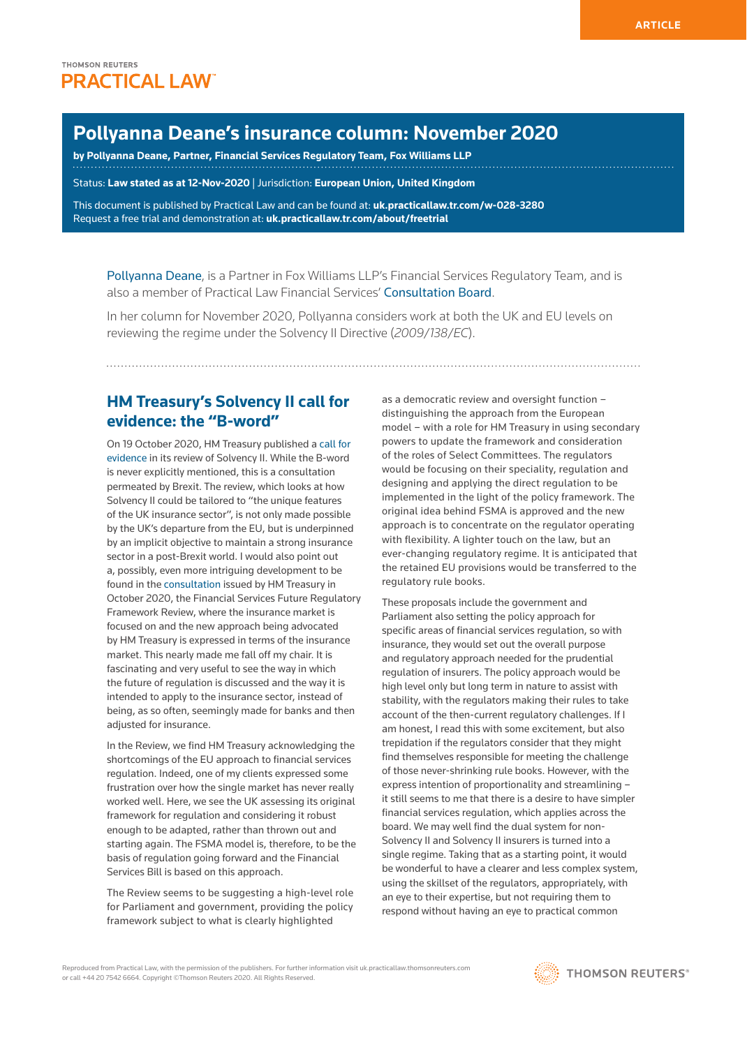ARTICLE

THOMSON REUTERS
PRACTICAL LAW

# Pollyanna Deane's insurance column: November 2020

**by Pollyanna Deane, Partner, Financial Services Regulatory Team, Fox Williams LLP**

Status: **Law stated as at 12-Nov-2020** | Jurisdiction: **European Union, United Kingdom**

This document is published by Practical Law and can be found at: **uk.practicallaw.tr.com/w-028-3280**
Request a free trial and demonstration at: **uk.practicallaw.tr.com/about/freetrial**

Pollyanna Deane, is a Partner in Fox Williams LLP's Financial Services Regulatory Team, and is also a member of Practical Law Financial Services' Consultation Board.

In her column for November 2020, Pollyanna considers work at both the UK and EU levels on reviewing the regime under the Solvency II Directive (*2009/138/EC*).

## HM Treasury's Solvency II call for evidence: the "B-word"

On 19 October 2020, HM Treasury published a call for evidence in its review of Solvency II. While the B-word is never explicitly mentioned, this is a consultation permeated by Brexit. The review, which looks at how Solvency II could be tailored to "the unique features of the UK insurance sector", is not only made possible by the UK's departure from the EU, but is underpinned by an implicit objective to maintain a strong insurance sector in a post-Brexit world. I would also point out a, possibly, even more intriguing development to be found in the consultation issued by HM Treasury in October 2020, the Financial Services Future Regulatory Framework Review, where the insurance market is focused on and the new approach being advocated by HM Treasury is expressed in terms of the insurance market. This nearly made me fall off my chair. It is fascinating and very useful to see the way in which the future of regulation is discussed and the way it is intended to apply to the insurance sector, instead of being, as so often, seemingly made for banks and then adjusted for insurance.

In the Review, we find HM Treasury acknowledging the shortcomings of the EU approach to financial services regulation. Indeed, one of my clients expressed some frustration over how the single market has never really worked well. Here, we see the UK assessing its original framework for regulation and considering it robust enough to be adapted, rather than thrown out and starting again. The FSMA model is, therefore, to be the basis of regulation going forward and the Financial Services Bill is based on this approach.

The Review seems to be suggesting a high-level role for Parliament and government, providing the policy framework subject to what is clearly highlighted as a democratic review and oversight function – distinguishing the approach from the European model – with a role for HM Treasury in using secondary powers to update the framework and consideration of the roles of Select Committees. The regulators would be focusing on their speciality, regulation and designing and applying the direct regulation to be implemented in the light of the policy framework. The original idea behind FSMA is approved and the new approach is to concentrate on the regulator operating with flexibility. A lighter touch on the law, but an ever-changing regulatory regime. It is anticipated that the retained EU provisions would be transferred to the regulatory rule books.

These proposals include the government and Parliament also setting the policy approach for specific areas of financial services regulation, so with insurance, they would set out the overall purpose and regulatory approach needed for the prudential regulation of insurers. The policy approach would be high level only but long term in nature to assist with stability, with the regulators making their rules to take account of the then-current regulatory challenges. If I am honest, I read this with some excitement, but also trepidation if the regulators consider that they might find themselves responsible for meeting the challenge of those never-shrinking rule books. However, with the express intention of proportionality and streamlining – it still seems to me that there is a desire to have simpler financial services regulation, which applies across the board. We may well find the dual system for non-Solvency II and Solvency II insurers is turned into a single regime. Taking that as a starting point, it would be wonderful to have a clearer and less complex system, using the skillset of the regulators, appropriately, with an eye to their expertise, but not requiring them to respond without having an eye to practical common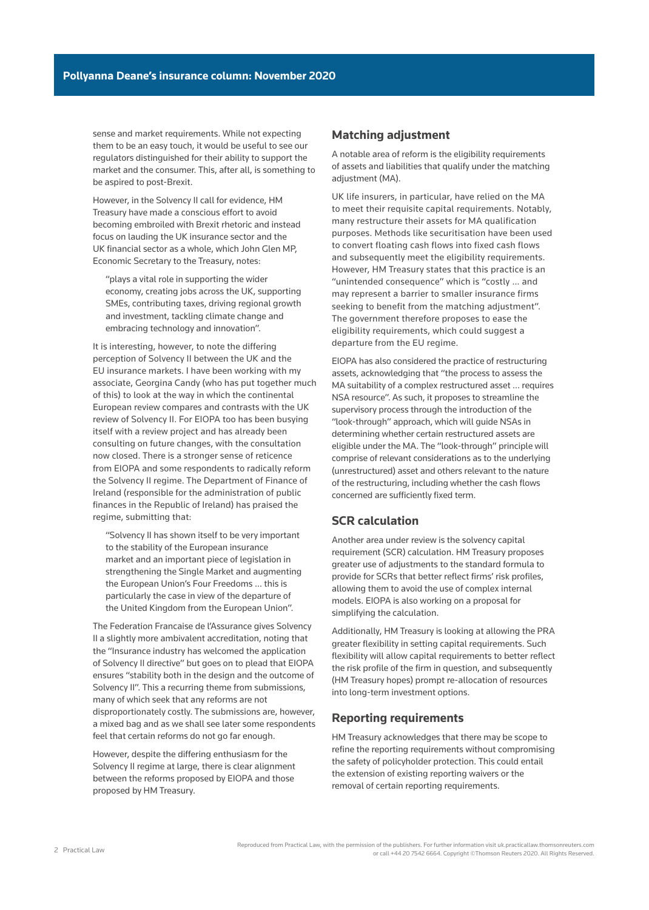sense and market requirements. While not expecting them to be an easy touch, it would be useful to see our regulators distinguished for their ability to support the market and the consumer. This, after all, is something to be aspired to post-Brexit.

However, in the Solvency II call for evidence, HM Treasury have made a conscious effort to avoid becoming embroiled with Brexit rhetoric and instead focus on lauding the UK insurance sector and the UK financial sector as a whole, which John Glen MP, Economic Secretary to the Treasury, notes:

> "plays a vital role in supporting the wider economy, creating jobs across the UK, supporting SMEs, contributing taxes, driving regional growth and investment, tackling climate change and embracing technology and innovation".

It is interesting, however, to note the differing perception of Solvency II between the UK and the EU insurance markets. I have been working with my associate, Georgina Candy (who has put together much of this) to look at the way in which the continental European review compares and contrasts with the UK review of Solvency II. For EIOPA too has been busying itself with a review project and has already been consulting on future changes, with the consultation now closed. There is a stronger sense of reticence from EIOPA and some respondents to radically reform the Solvency II regime. The Department of Finance of Ireland (responsible for the administration of public finances in the Republic of Ireland) has praised the regime, submitting that:

> "Solvency II has shown itself to be very important to the stability of the European insurance market and an important piece of legislation in strengthening the Single Market and augmenting the European Union's Four Freedoms ... this is particularly the case in view of the departure of the United Kingdom from the European Union".

The Federation Francaise de l'Assurance gives Solvency II a slightly more ambivalent accreditation, noting that the "Insurance industry has welcomed the application of Solvency II directive" but goes on to plead that EIOPA ensures "stability both in the design and the outcome of Solvency II". This a recurring theme from submissions, many of which seek that any reforms are not disproportionately costly. The submissions are, however, a mixed bag and as we shall see later some respondents feel that certain reforms do not go far enough.

However, despite the differing enthusiasm for the Solvency II regime at large, there is clear alignment between the reforms proposed by EIOPA and those proposed by HM Treasury.

## Matching adjustment

A notable area of reform is the eligibility requirements of assets and liabilities that qualify under the matching adjustment (MA).

UK life insurers, in particular, have relied on the MA to meet their requisite capital requirements. Notably, many restructure their assets for MA qualification purposes. Methods like securitisation have been used to convert floating cash flows into fixed cash flows and subsequently meet the eligibility requirements. However, HM Treasury states that this practice is an "unintended consequence" which is "costly ... and may represent a barrier to smaller insurance firms seeking to benefit from the matching adjustment". The government therefore proposes to ease the eligibility requirements, which could suggest a departure from the EU regime.

EIOPA has also considered the practice of restructuring assets, acknowledging that "the process to assess the MA suitability of a complex restructured asset ... requires NSA resource". As such, it proposes to streamline the supervisory process through the introduction of the "look-through" approach, which will guide NSAs in determining whether certain restructured assets are eligible under the MA. The "look-through" principle will comprise of relevant considerations as to the underlying (unrestructured) asset and others relevant to the nature of the restructuring, including whether the cash flows concerned are sufficiently fixed term.

## SCR calculation

Another area under review is the solvency capital requirement (SCR) calculation. HM Treasury proposes greater use of adjustments to the standard formula to provide for SCRs that better reflect firms' risk profiles, allowing them to avoid the use of complex internal models. EIOPA is also working on a proposal for simplifying the calculation.

Additionally, HM Treasury is looking at allowing the PRA greater flexibility in setting capital requirements. Such flexibility will allow capital requirements to better reflect the risk profile of the firm in question, and subsequently (HM Treasury hopes) prompt re-allocation of resources into long-term investment options.

## Reporting requirements

HM Treasury acknowledges that there may be scope to refine the reporting requirements without compromising the safety of policyholder protection. This could entail the extension of existing reporting waivers or the removal of certain reporting requirements.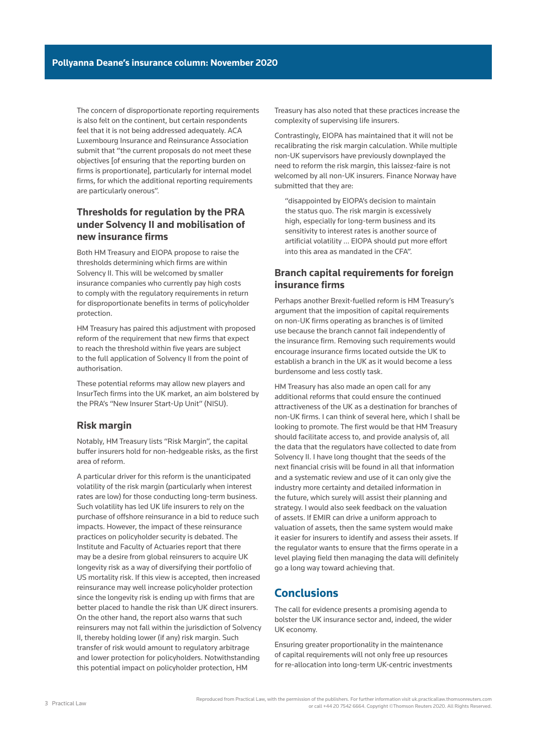The concern of disproportionate reporting requirements is also felt on the continent, but certain respondents feel that it is not being addressed adequately. ACA Luxembourg Insurance and Reinsurance Association submit that "the current proposals do not meet these objectives [of ensuring that the reporting burden on firms is proportionate], particularly for internal model firms, for which the additional reporting requirements are particularly onerous".

### Thresholds for regulation by the PRA under Solvency II and mobilisation of new insurance firms

Both HM Treasury and EIOPA propose to raise the thresholds determining which firms are within Solvency II. This will be welcomed by smaller insurance companies who currently pay high costs to comply with the regulatory requirements in return for disproportionate benefits in terms of policyholder protection.

HM Treasury has paired this adjustment with proposed reform of the requirement that new firms that expect to reach the threshold within five years are subject to the full application of Solvency II from the point of authorisation.

These potential reforms may allow new players and InsurTech firms into the UK market, an aim bolstered by the PRA's "New Insurer Start-Up Unit" (NISU).

### Risk margin

Notably, HM Treasury lists "Risk Margin", the capital buffer insurers hold for non-hedgeable risks, as the first area of reform.

A particular driver for this reform is the unanticipated volatility of the risk margin (particularly when interest rates are low) for those conducting long-term business. Such volatility has led UK life insurers to rely on the purchase of offshore reinsurance in a bid to reduce such impacts. However, the impact of these reinsurance practices on policyholder security is debated. The Institute and Faculty of Actuaries report that there may be a desire from global reinsurers to acquire UK longevity risk as a way of diversifying their portfolio of US mortality risk. If this view is accepted, then increased reinsurance may well increase policyholder protection since the longevity risk is ending up with firms that are better placed to handle the risk than UK direct insurers. On the other hand, the report also warns that such reinsurers may not fall within the jurisdiction of Solvency II, thereby holding lower (if any) risk margin. Such transfer of risk would amount to regulatory arbitrage and lower protection for policyholders. Notwithstanding this potential impact on policyholder protection, HM Treasury has also noted that these practices increase the complexity of supervising life insurers.

Contrastingly, EIOPA has maintained that it will not be recalibrating the risk margin calculation. While multiple non-UK supervisors have previously downplayed the need to reform the risk margin, this laissez-faire is not welcomed by all non-UK insurers. Finance Norway have submitted that they are:

> "disappointed by EIOPA's decision to maintain the status quo. The risk margin is excessively high, especially for long-term business and its sensitivity to interest rates is another source of artificial volatility ... EIOPA should put more effort into this area as mandated in the CFA".

### Branch capital requirements for foreign insurance firms

Perhaps another Brexit-fuelled reform is HM Treasury's argument that the imposition of capital requirements on non-UK firms operating as branches is of limited use because the branch cannot fail independently of the insurance firm. Removing such requirements would encourage insurance firms located outside the UK to establish a branch in the UK as it would become a less burdensome and less costly task.

HM Treasury has also made an open call for any additional reforms that could ensure the continued attractiveness of the UK as a destination for branches of non-UK firms. I can think of several here, which I shall be looking to promote. The first would be that HM Treasury should facilitate access to, and provide analysis of, all the data that the regulators have collected to date from Solvency II. I have long thought that the seeds of the next financial crisis will be found in all that information and a systematic review and use of it can only give the industry more certainty and detailed information in the future, which surely will assist their planning and strategy. I would also seek feedback on the valuation of assets. If EMIR can drive a uniform approach to valuation of assets, then the same system would make it easier for insurers to identify and assess their assets. If the regulator wants to ensure that the firms operate in a level playing field then managing the data will definitely go a long way toward achieving that.

## Conclusions

The call for evidence presents a promising agenda to bolster the UK insurance sector and, indeed, the wider UK economy.

Ensuring greater proportionality in the maintenance of capital requirements will not only free up resources for re-allocation into long-term UK-centric investments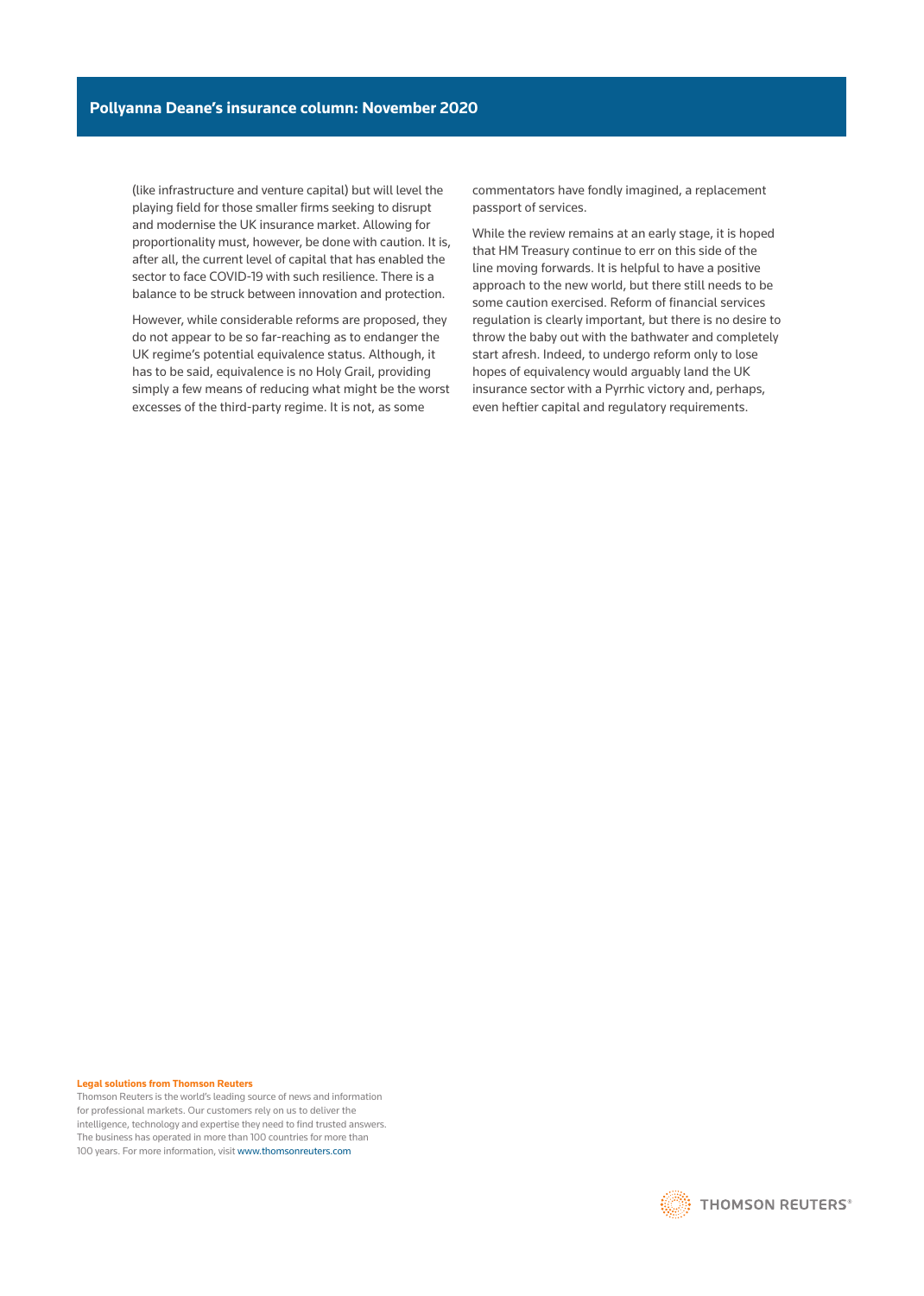(like infrastructure and venture capital) but will level the playing field for those smaller firms seeking to disrupt and modernise the UK insurance market. Allowing for proportionality must, however, be done with caution. It is, after all, the current level of capital that has enabled the sector to face COVID-19 with such resilience. There is a balance to be struck between innovation and protection.

However, while considerable reforms are proposed, they do not appear to be so far-reaching as to endanger the UK regime's potential equivalence status. Although, it has to be said, equivalence is no Holy Grail, providing simply a few means of reducing what might be the worst excesses of the third-party regime. It is not, as some commentators have fondly imagined, a replacement passport of services.

While the review remains at an early stage, it is hoped that HM Treasury continue to err on this side of the line moving forwards. It is helpful to have a positive approach to the new world, but there still needs to be some caution exercised. Reform of financial services regulation is clearly important, but there is no desire to throw the baby out with the bathwater and completely start afresh. Indeed, to undergo reform only to lose hopes of equivalency would arguably land the UK insurance sector with a Pyrrhic victory and, perhaps, even heftier capital and regulatory requirements.

**Legal solutions from Thomson Reuters**
Thomson Reuters is the world's leading source of news and information for professional markets. Our customers rely on us to deliver the intelligence, technology and expertise they need to find trusted answers. The business has operated in more than 100 countries for more than 100 years. For more information, visit www.thomsonreuters.com

THOMSON REUTERS®